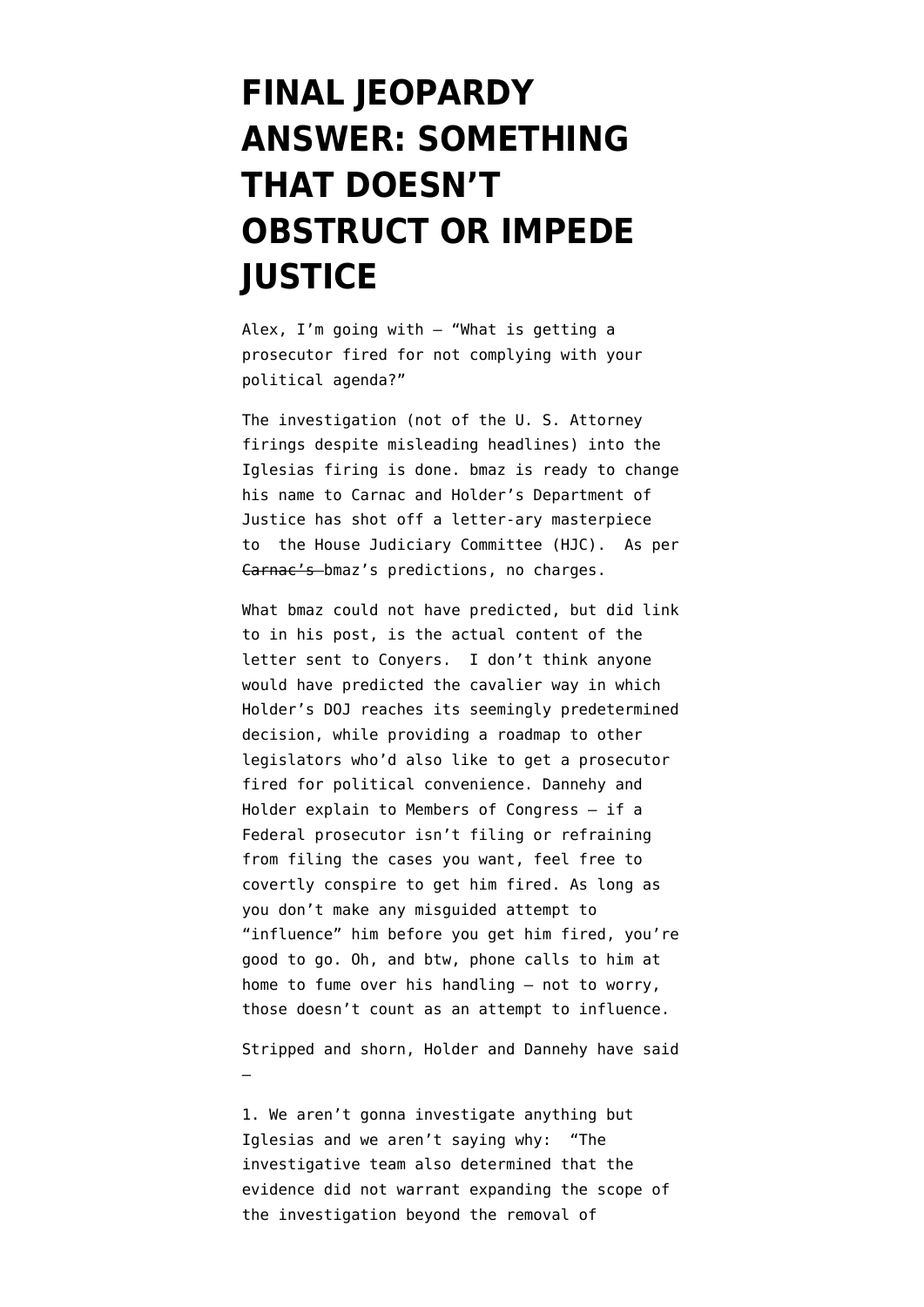# FINAL JEOPARDY ANSWER: SOMETHING THAT DOESN'T OBSTRUCT OR IMPEDE JUSTICE

Alex, I'm going with – "What is getting a prosecutor fired for not complying with your political agenda?"

The investigation (not of the U. S. Attorney firings despite misleading headlines) into the Iglesias firing is done. bmaz is ready to change his name to Carnac and Holder's Department of Justice has shot off a letter-ary masterpiece to the House Judiciary Committee (HJC). As per ~~Carnac's~~ bmaz's predictions, no charges.

What bmaz could not have predicted, but did link to in his post, is the actual content of the letter sent to Conyers. I don't think anyone would have predicted the cavalier way in which Holder's DOJ reaches its seemingly predetermined decision, while providing a roadmap to other legislators who'd also like to get a prosecutor fired for political convenience. Dannehy and Holder explain to Members of Congress – if a Federal prosecutor isn't filing or refraining from filing the cases you want, feel free to covertly conspire to get him fired. As long as you don't make any misguided attempt to "influence" him before you get him fired, you're good to go. Oh, and btw, phone calls to him at home to fume over his handling – not to worry, those doesn't count as an attempt to influence.

Stripped and shorn, Holder and Dannehy have said –

1. We aren't gonna investigate anything but Iglesias and we aren't saying why: "The investigative team also determined that the evidence did not warrant expanding the scope of the investigation beyond the removal of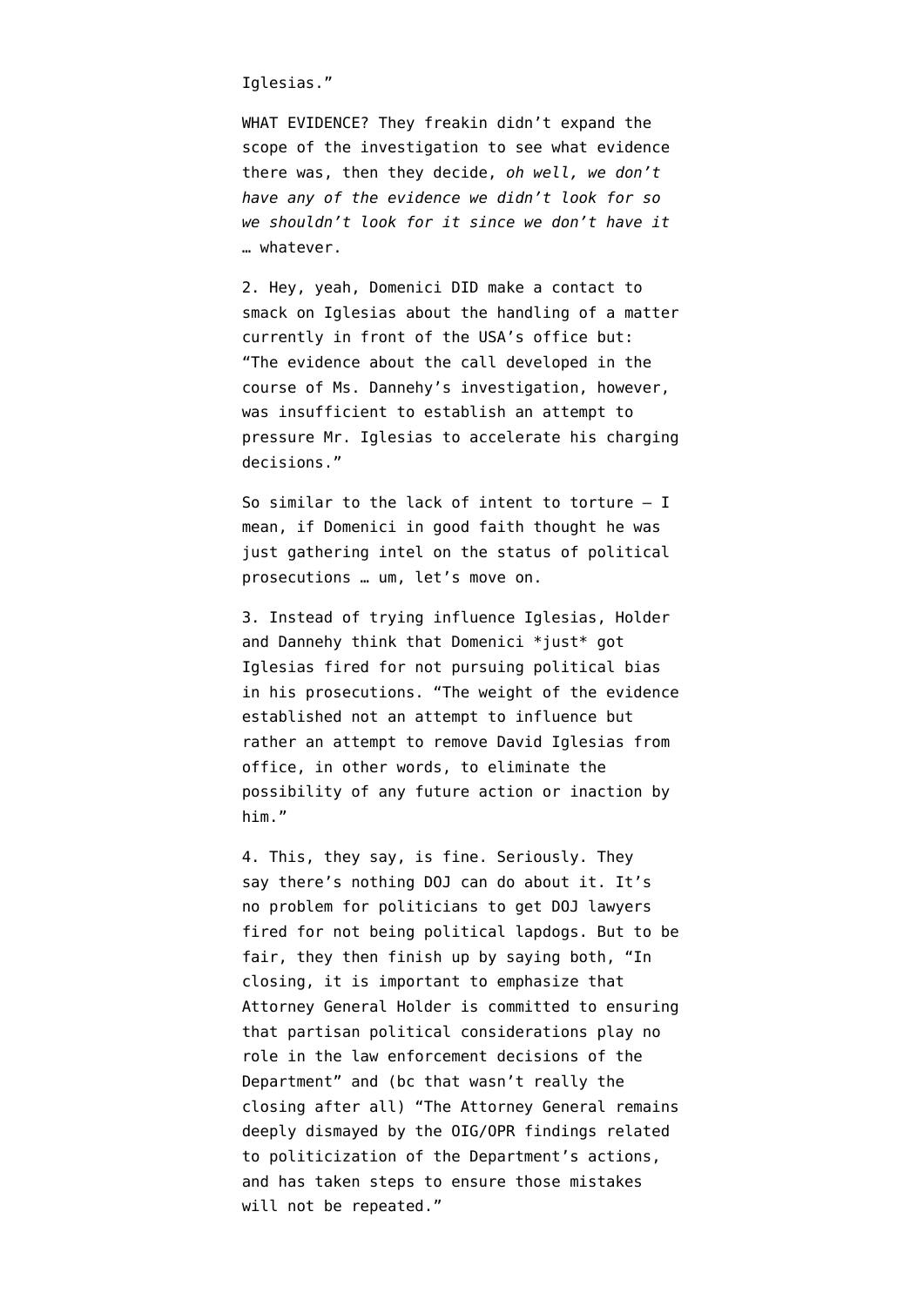Iglesias."

WHAT EVIDENCE? They freakin didn't expand the scope of the investigation to see what evidence there was, then they decide, *oh well, we don't have any of the evidence we didn't look for so we shouldn't look for it since we don't have it* … whatever.

2. Hey, yeah, Domenici DID make a contact to smack on Iglesias about the handling of a matter currently in front of the USA's office but: "The evidence about the call developed in the course of Ms. Dannehy's investigation, however, was insufficient to establish an attempt to pressure Mr. Iglesias to accelerate his charging decisions."

So similar to the lack of intent to torture – I mean, if Domenici in good faith thought he was just gathering intel on the status of political prosecutions … um, let's move on.

3. Instead of trying influence Iglesias, Holder and Dannehy think that Domenici *just* got Iglesias fired for not pursuing political bias in his prosecutions. "The weight of the evidence established not an attempt to influence but rather an attempt to remove David Iglesias from office, in other words, to eliminate the possibility of any future action or inaction by him."

4. This, they say, is fine. Seriously. They say there's nothing DOJ can do about it. It's no problem for politicians to get DOJ lawyers fired for not being political lapdogs. But to be fair, they then finish up by saying both, "In closing, it is important to emphasize that Attorney General Holder is committed to ensuring that partisan political considerations play no role in the law enforcement decisions of the Department" and (bc that wasn't really the closing after all) "The Attorney General remains deeply dismayed by the OIG/OPR findings related to politicization of the Department's actions, and has taken steps to ensure those mistakes will not be repeated."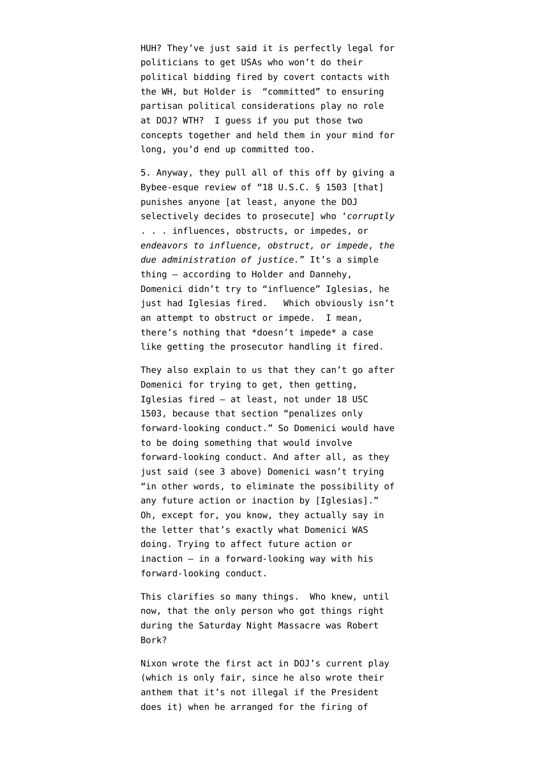HUH? They've just said it is perfectly legal for politicians to get USAs who won't do their political bidding fired by covert contacts with the WH, but Holder is "committed" to ensuring partisan political considerations play no role at DOJ? WTH? I guess if you put those two concepts together and held them in your mind for long, you'd end up committed too.

5. Anyway, they pull all of this off by giving a Bybee-esque review of "18 U.S.C. § 1503 [that] punishes anyone [at least, anyone the DOJ selectively decides to prosecute] who '*corruptly* . . . influences, obstructs, or impedes, or *endeavors to influence, obstruct, or impede*, *the due administration of justice.*" It's a simple thing – according to Holder and Dannehy, Domenici didn't try to "influence" Iglesias, he just had Iglesias fired. Which obviously isn't an attempt to obstruct or impede. I mean, there's nothing that *doesn't impede* a case like getting the prosecutor handling it fired.

They also explain to us that they can't go after Domenici for trying to get, then getting, Iglesias fired – at least, not under 18 USC 1503, because that section "penalizes only forward-looking conduct." So Domenici would have to be doing something that would involve forward-looking conduct. And after all, as they just said (see 3 above) Domenici wasn't trying "in other words, to eliminate the possibility of any future action or inaction by [Iglesias]." Oh, except for, you know, they actually say in the letter that's exactly what Domenici WAS doing. Trying to affect future action or inaction – in a forward-looking way with his forward-looking conduct.

This clarifies so many things. Who knew, until now, that the only person who got things right during the Saturday Night Massacre was Robert Bork?

Nixon wrote the first act in DOJ's current play (which is only fair, since he also wrote their anthem that it's not illegal if the President does it) when he arranged for the firing of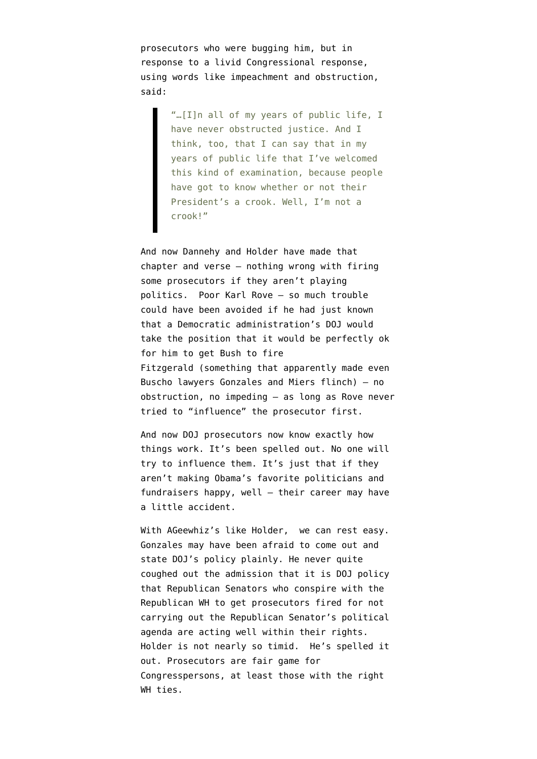prosecutors who were bugging him, but in response to a livid Congressional response, using words like impeachment and obstruction, said:

> "…[I]n all of my years of public life, I have never obstructed justice. And I think, too, that I can say that in my years of public life that I've welcomed this kind of examination, because people have got to know whether or not their President's a crook. Well, I'm not a crook!"

And now Dannehy and Holder have made that chapter and verse – nothing wrong with firing some prosecutors if they aren't playing politics. Poor Karl Rove – so much trouble could have been avoided if he had just known that a Democratic administration's DOJ would take the position that it would be perfectly ok for him to get Bush to fire Fitzgerald (something that apparently made even Buscho lawyers Gonzales and Miers flinch) – no obstruction, no impeding – as long as Rove never tried to "influence" the prosecutor first.

And now DOJ prosecutors now know exactly how things work. It's been spelled out. No one will try to influence them. It's just that if they aren't making Obama's favorite politicians and fundraisers happy, well – their career may have a little accident.

With AGeewhiz's like Holder, we can rest easy. Gonzales may have been afraid to come out and state DOJ's policy plainly. He never quite coughed out the admission that it is DOJ policy that Republican Senators who conspire with the Republican WH to get prosecutors fired for not carrying out the Republican Senator's political agenda are acting well within their rights. Holder is not nearly so timid. He's spelled it out. Prosecutors are fair game for Congresspersons, at least those with the right WH ties.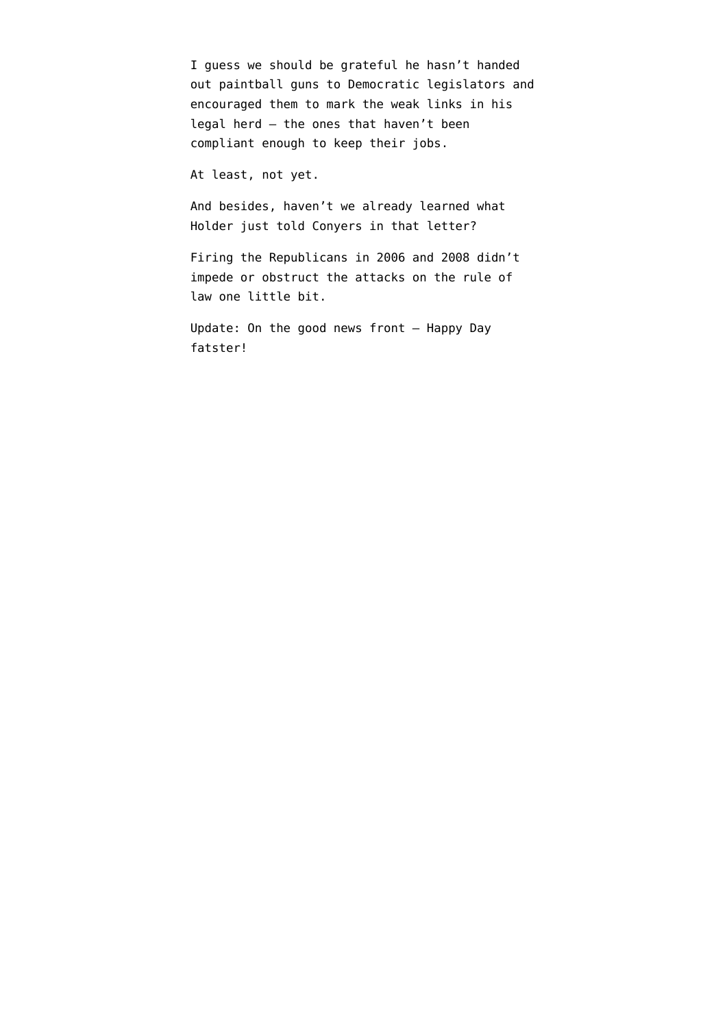I guess we should be grateful he hasn't handed out paintball guns to Democratic legislators and encouraged them to mark the weak links in his legal herd — the ones that haven't been compliant enough to keep their jobs.

At least, not yet.

And besides, haven't we already learned what Holder just told Conyers in that letter?

Firing the Republicans in 2006 and 2008 didn't impede or obstruct the attacks on the rule of law one little bit.

Update: On the good news front — Happy Day fatster!